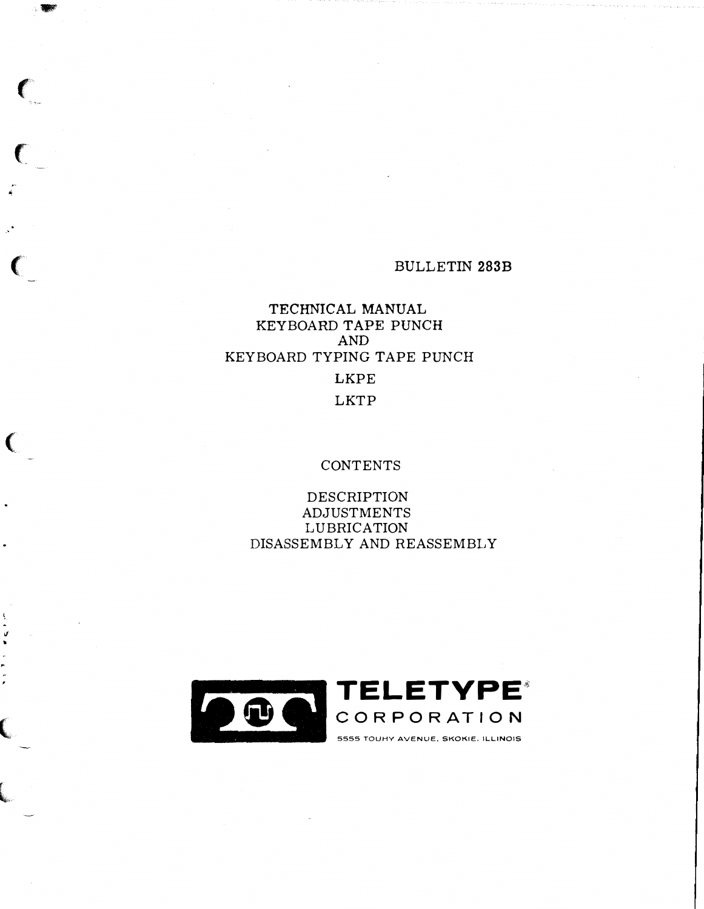BULLETIN 283B

# TECHNICAL MANUAL
# KEYBOARD TAPE PUNCH
# AND
# KEYBOARD TYPING TAPE PUNCH
# LKPE
# LKTP

## CONTENTS

DESCRIPTION
ADJUSTMENTS
LUBRICATION
DISASSEMBLY AND REASSEMBLY

**TELETYPE®**
CORPORATION
5555 TOUHY AVENUE, SKOKIE, ILLINOIS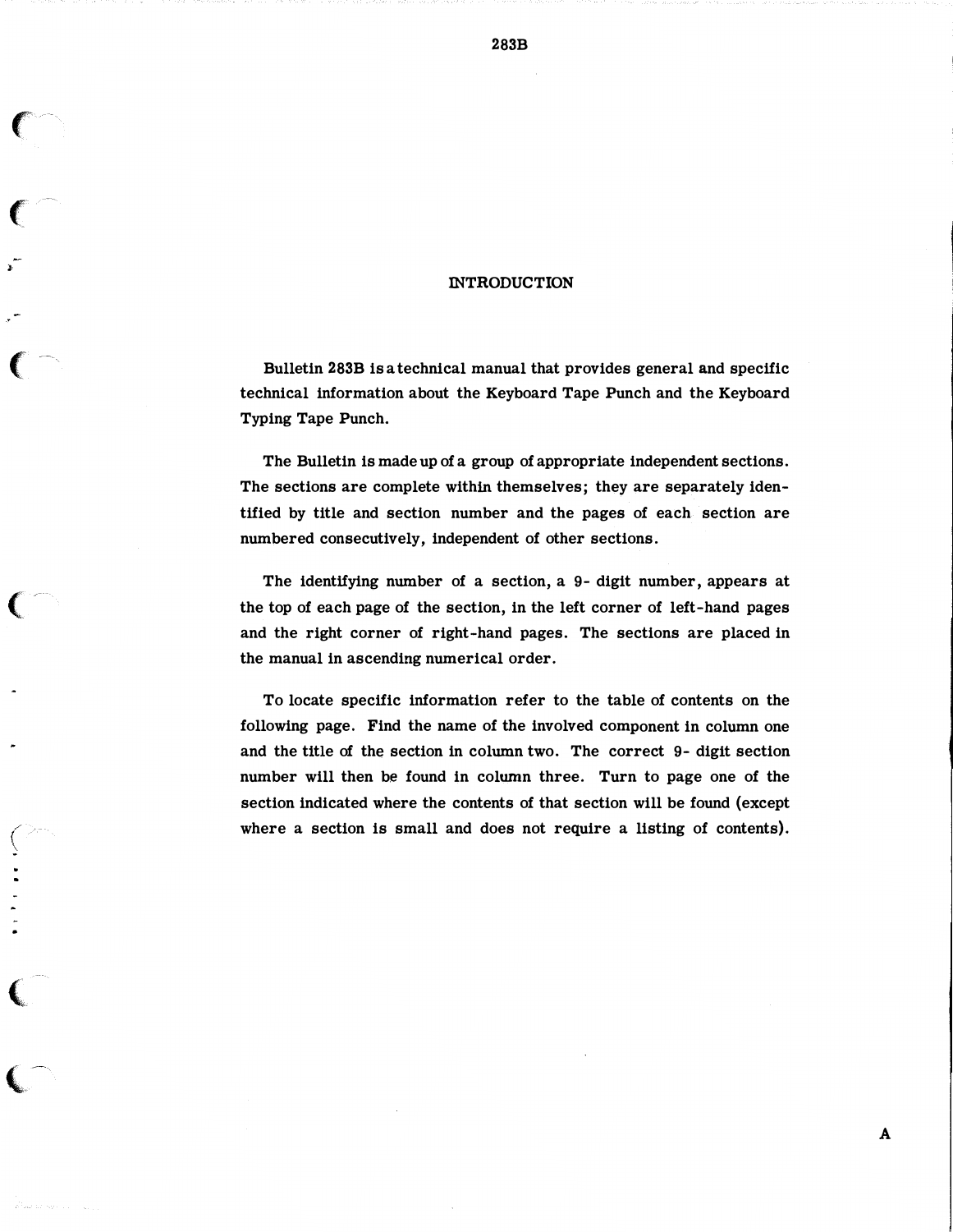# INTRODUCTION

Bulletin 283B is a technical manual that provides general and specific technical information about the Keyboard Tape Punch and the Keyboard Typing Tape Punch.

The Bulletin is made up of a group of appropriate independent sections. The sections are complete within themselves; they are separately identified by title and section number and the pages of each section are numbered consecutively, independent of other sections.

The identifying number of a section, a 9- digit number, appears at the top of each page of the section, in the left corner of left-hand pages and the right corner of right-hand pages. The sections are placed in the manual in ascending numerical order.

To locate specific information refer to the table of contents on the following page. Find the name of the involved component in column one and the title of the section in column two. The correct 9- digit section number will then be found in column three. Turn to page one of the section indicated where the contents of that section will be found (except where a section is small and does not require a listing of contents).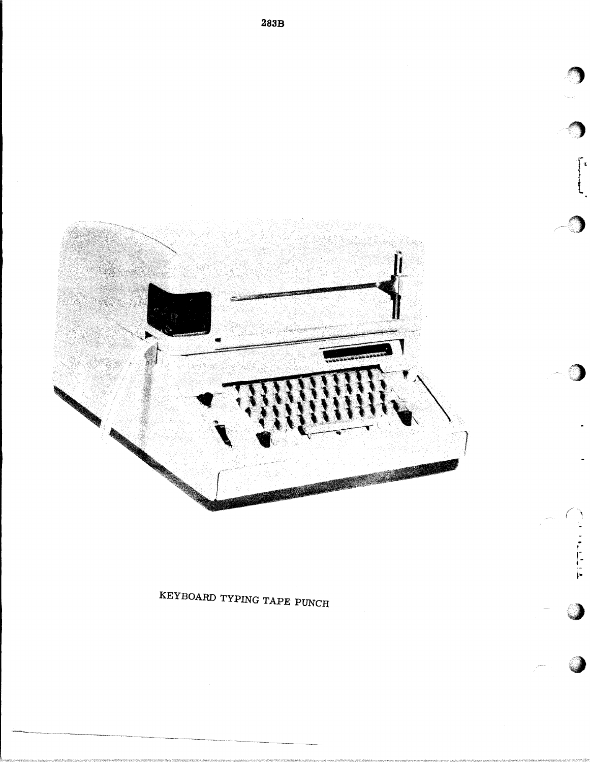KEYBOARD TYPING TAPE PUNCH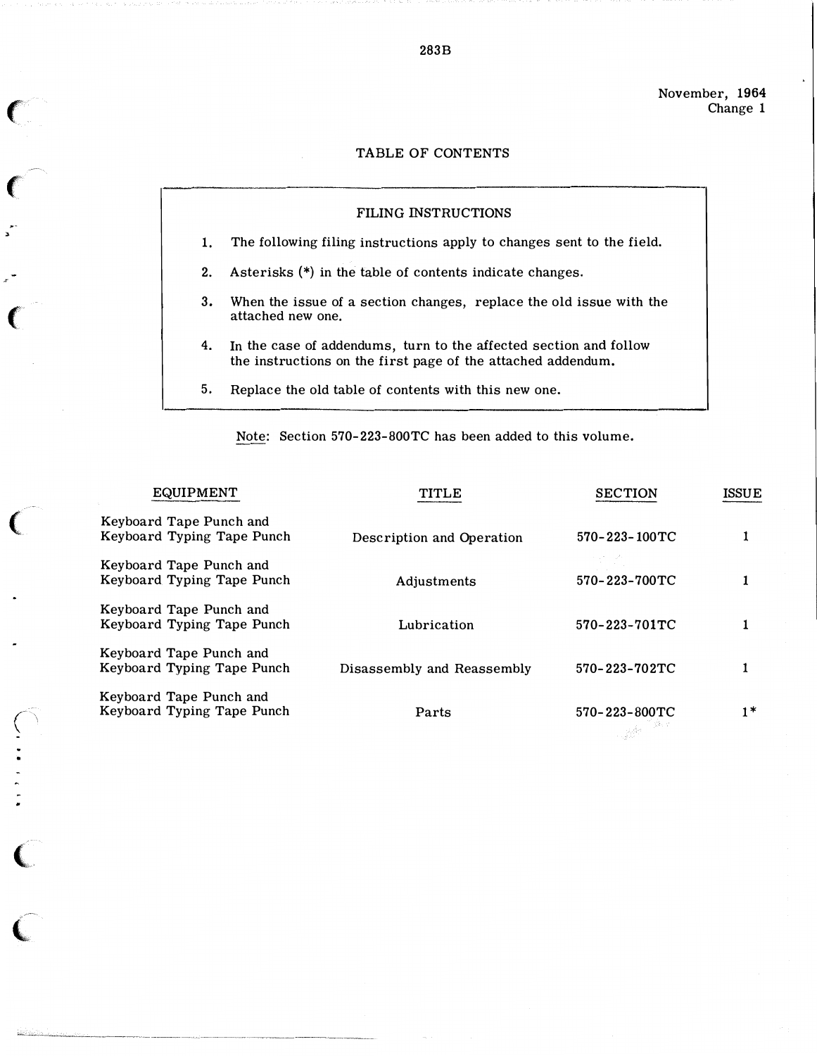283B

November, 1964
Change 1

# TABLE OF CONTENTS

## FILING INSTRUCTIONS

1. The following filing instructions apply to changes sent to the field.
2. Asterisks (*) in the table of contents indicate changes.
3. When the issue of a section changes, replace the old issue with the attached new one.
4. In the case of addendums, turn to the affected section and follow the instructions on the first page of the attached addendum.
5. Replace the old table of contents with this new one.

Note: Section 570-223-800TC has been added to this volume.

| EQUIPMENT | TITLE | SECTION | ISSUE |
|---|---|---|---|
| Keyboard Tape Punch and Keyboard Typing Tape Punch | Description and Operation | 570-223-100TC | 1 |
| Keyboard Tape Punch and Keyboard Typing Tape Punch | Adjustments | 570-223-700TC | 1 |
| Keyboard Tape Punch and Keyboard Typing Tape Punch | Lubrication | 570-223-701TC | 1 |
| Keyboard Tape Punch and Keyboard Typing Tape Punch | Disassembly and Reassembly | 570-223-702TC | 1 |
| Keyboard Tape Punch and Keyboard Typing Tape Punch | Parts | 570-223-800TC | 1* |